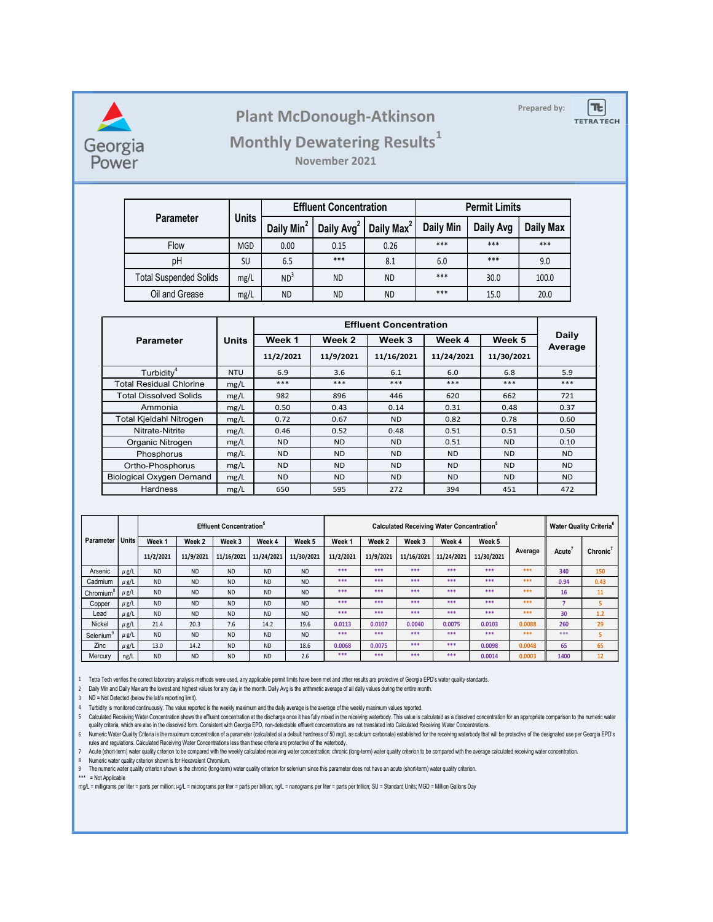# Plant McDonough-Atkinson

## Monthly Dewatering Results[1]

### November 2021

Georgia Power

Prepared by: TETRA TECH

| Parameter | Units | Effluent Concentration | | | Permit Limits | | |
|---|---|---|---|---|---|---|---|
| | | Daily Min[2] | Daily Avg[2] | Daily Max[2] | Daily Min | Daily Avg | Daily Max |
| Flow | MGD | 0.00 | 0.15 | 0.26 | *** | *** | *** |
| pH | SU | 6.5 | *** | 8.1 | 6.0 | *** | 9.0 |
| Total Suspended Solids | mg/L | ND[3] | ND | ND | *** | 30.0 | 100.0 |
| Oil and Grease | mg/L | ND | ND | ND | *** | 15.0 | 20.0 |

| Parameter | Units | Effluent Concentration | | | | | Daily Average |
|---|---|---|---|---|---|---|---|
| | | Week 1 | Week 2 | Week 3 | Week 4 | Week 5 | |
| | | 11/2/2021 | 11/9/2021 | 11/16/2021 | 11/24/2021 | 11/30/2021 | |
| Turbidity[4] | NTU | 6.9 | 3.6 | 6.1 | 6.0 | 6.8 | 5.9 |
| Total Residual Chlorine | mg/L | *** | *** | *** | *** | *** | *** |
| Total Dissolved Solids | mg/L | 982 | 896 | 446 | 620 | 662 | 721 |
| Ammonia | mg/L | 0.50 | 0.43 | 0.14 | 0.31 | 0.48 | 0.37 |
| Total Kjeldahl Nitrogen | mg/L | 0.72 | 0.67 | ND | 0.82 | 0.78 | 0.60 |
| Nitrate-Nitrite | mg/L | 0.46 | 0.52 | 0.48 | 0.51 | 0.51 | 0.50 |
| Organic Nitrogen | mg/L | ND | ND | ND | 0.51 | ND | 0.10 |
| Phosphorus | mg/L | ND | ND | ND | ND | ND | ND |
| Ortho-Phosphorus | mg/L | ND | ND | ND | ND | ND | ND |
| Biological Oxygen Demand | mg/L | ND | ND | ND | ND | ND | ND |
| Hardness | mg/L | 650 | 595 | 272 | 394 | 451 | 472 |

| Parameter | Units | Effluent Concentration[5] | | | | | Calculated Receiving Water Concentration[5] | | | | | | Water Quality Criteria[6] | |
|---|---|---|---|---|---|---|---|---|---|---|---|---|---|---|
| | | Week 1 | Week 2 | Week 3 | Week 4 | Week 5 | Week 1 | Week 2 | Week 3 | Week 4 | Week 5 | Average | Acute[7] | Chronic[7] |
| | | 11/2/2021 | 11/9/2021 | 11/16/2021 | 11/24/2021 | 11/30/2021 | 11/2/2021 | 11/9/2021 | 11/16/2021 | 11/24/2021 | 11/30/2021 | | | |
| Arsenic | µg/L | ND | ND | ND | ND | ND | *** | *** | *** | *** | *** | *** | 340 | 150 |
| Cadmium | µg/L | ND | ND | ND | ND | ND | *** | *** | *** | *** | *** | *** | 0.94 | 0.43 |
| Chromium[8] | µg/L | ND | ND | ND | ND | ND | *** | *** | *** | *** | *** | *** | 16 | 11 |
| Copper | µg/L | ND | ND | ND | ND | ND | *** | *** | *** | *** | *** | *** | 7 | 5 |
| Lead | µg/L | ND | ND | ND | ND | ND | *** | *** | *** | *** | *** | *** | 30 | 1.2 |
| Nickel | µg/L | 21.4 | 20.3 | 7.6 | 14.2 | 19.6 | 0.0113 | 0.0107 | 0.0040 | 0.0075 | 0.0103 | 0.0088 | 260 | 29 |
| Selenium[9] | µg/L | ND | ND | ND | ND | ND | *** | *** | *** | *** | *** | *** | *** | 5 |
| Zinc | µg/L | 13.0 | 14.2 | ND | ND | 18.6 | 0.0068 | 0.0075 | *** | *** | 0.0098 | 0.0048 | 65 | 65 |
| Mercury | ng/L | ND | ND | ND | ND | 2.6 | *** | *** | *** | *** | 0.0014 | 0.0003 | 1400 | 12 |

1 Tetra Tech verifies the correct laboratory analysis methods were used, any applicable permit limits have been met and other results are protective of Georgia EPD's water quality standards.

2 Daily Min and Daily Max are the lowest and highest values for any day in the month. Daily Avg is the arithmetic average of all daily values during the entire month.

3 ND = Not Detected (below the lab's reporting limit).

4 Turbidity is monitored continuously. The value reported is the weekly maximum and the daily average is the average of the weekly maximum values reported.

5 Calculated Receiving Water Concentration shows the effluent concentration at the discharge once it has fully mixed in the receiving waterbody. This value is calculated as a dissolved concentration for an appropriate comparison to the numeric water quality criteria, which are also in the dissolved form. Consistent with Georgia EPD, non-detectable effluent concentrations are not translated into Calculated Receiving Water Concentrations.

6 Numeric Water Quality Criteria is the maximum concentration of a parameter (calculated at a default hardness of 50 mg/L as calcium carbonate) established for the receiving waterbody that will be protective of the designated use per Georgia EPD's rules and regulations. Calculated Receiving Water Concentrations less than these criteria are protective of the waterbody.

7 Acute (short-term) water quality criterion to be compared with the weekly calculated receiving water concentration; chronic (long-term) water quality criterion to be compared with the average calculated receiving water concentration.

8 Numeric water quality criterion shown is for Hexavalent Chromium.

9 The numeric water quality criterion shown is the chronic (long-term) water quality criterion for selenium since this parameter does not have an acute (short-term) water quality criterion.

*** = Not Applicable

mg/L = milligrams per liter = parts per million; µg/L = micrograms per liter = parts per billion; ng/L = nanograms per liter = parts per trillion; SU = Standard Units; MGD = Million Gallons Day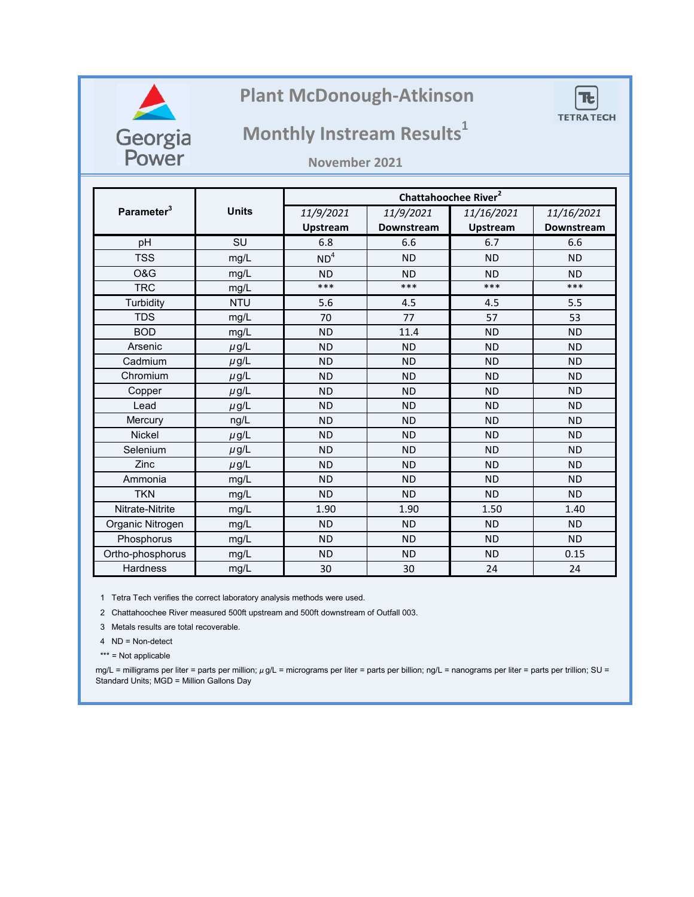Georgia Power

# Plant McDonough-Atkinson

## Monthly Instream Results[1]

### November 2021

TETRA TECH

| Parameter[3] | Units | Chattahoochee River[2] | | | |
|---|---|---|---|---|---|
| | | *11/9/2021* Upstream | *11/9/2021* Downstream | *11/16/2021* Upstream | *11/16/2021* Downstream |
| pH | SU | 6.8 | 6.6 | 6.7 | 6.6 |
| TSS | mg/L | ND[4] | ND | ND | ND |
| O&G | mg/L | ND | ND | ND | ND |
| TRC | mg/L | *** | *** | *** | *** |
| Turbidity | NTU | 5.6 | 4.5 | 4.5 | 5.5 |
| TDS | mg/L | 70 | 77 | 57 | 53 |
| BOD | mg/L | ND | 11.4 | ND | ND |
| Arsenic | μg/L | ND | ND | ND | ND |
| Cadmium | μg/L | ND | ND | ND | ND |
| Chromium | μg/L | ND | ND | ND | ND |
| Copper | μg/L | ND | ND | ND | ND |
| Lead | μg/L | ND | ND | ND | ND |
| Mercury | ng/L | ND | ND | ND | ND |
| Nickel | μg/L | ND | ND | ND | ND |
| Selenium | μg/L | ND | ND | ND | ND |
| Zinc | μg/L | ND | ND | ND | ND |
| Ammonia | mg/L | ND | ND | ND | ND |
| TKN | mg/L | ND | ND | ND | ND |
| Nitrate-Nitrite | mg/L | 1.90 | 1.90 | 1.50 | 1.40 |
| Organic Nitrogen | mg/L | ND | ND | ND | ND |
| Phosphorus | mg/L | ND | ND | ND | ND |
| Ortho-phosphorus | mg/L | ND | ND | ND | 0.15 |
| Hardness | mg/L | 30 | 30 | 24 | 24 |

1 Tetra Tech verifies the correct laboratory analysis methods were used.

2 Chattahoochee River measured 500ft upstream and 500ft downstream of Outfall 003.

3 Metals results are total recoverable.

4 ND = Non-detect

*** = Not applicable

mg/L = milligrams per liter = parts per million; μg/L = micrograms per liter = parts per billion; ng/L = nanograms per liter = parts per trillion; SU = Standard Units; MGD = Million Gallons Day